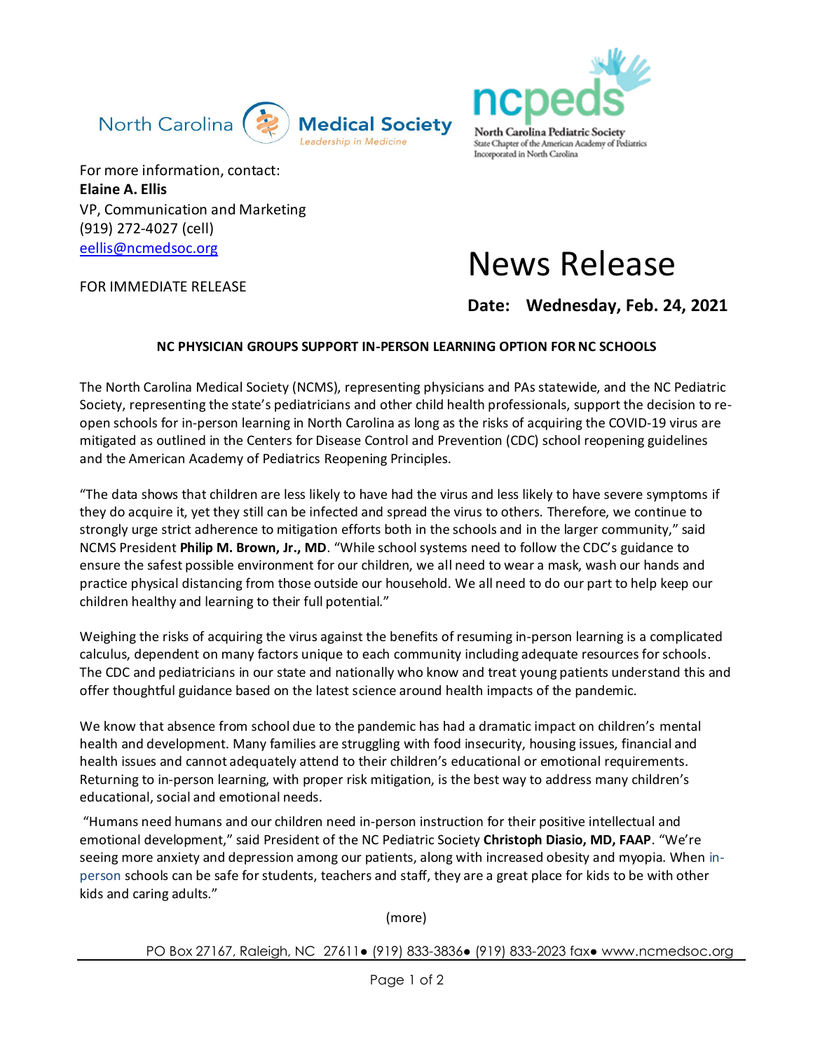North Carolina Medical Society
*Leadership in Medicine*

ncpeds
North Carolina Pediatric Society
State Chapter of the American Academy of Pediatrics
Incorporated in North Carolina

For more information, contact:
**Elaine A. Ellis**
VP, Communication and Marketing
(919) 272-4027 (cell)
eellis@ncmedsoc.org

FOR IMMEDIATE RELEASE

# News Release

**Date: Wednesday, Feb. 24, 2021**

## NC PHYSICIAN GROUPS SUPPORT IN-PERSON LEARNING OPTION FOR NC SCHOOLS

The North Carolina Medical Society (NCMS), representing physicians and PAs statewide, and the NC Pediatric Society, representing the state's pediatricians and other child health professionals, support the decision to re-open schools for in-person learning in North Carolina as long as the risks of acquiring the COVID-19 virus are mitigated as outlined in the Centers for Disease Control and Prevention (CDC) school reopening guidelines and the American Academy of Pediatrics Reopening Principles.

"The data shows that children are less likely to have had the virus and less likely to have severe symptoms if they do acquire it, yet they still can be infected and spread the virus to others. Therefore, we continue to strongly urge strict adherence to mitigation efforts both in the schools and in the larger community," said NCMS President **Philip M. Brown, Jr., MD**. "While school systems need to follow the CDC's guidance to ensure the safest possible environment for our children, we all need to wear a mask, wash our hands and practice physical distancing from those outside our household. We all need to do our part to help keep our children healthy and learning to their full potential."

Weighing the risks of acquiring the virus against the benefits of resuming in-person learning is a complicated calculus, dependent on many factors unique to each community including adequate resources for schools. The CDC and pediatricians in our state and nationally who know and treat young patients understand this and offer thoughtful guidance based on the latest science around health impacts of the pandemic.

We know that absence from school due to the pandemic has had a dramatic impact on children's mental health and development. Many families are struggling with food insecurity, housing issues, financial and health issues and cannot adequately attend to their children's educational or emotional requirements. Returning to in-person learning, with proper risk mitigation, is the best way to address many children's educational, social and emotional needs.

"Humans need humans and our children need in-person instruction for their positive intellectual and emotional development," said President of the NC Pediatric Society **Christoph Diasio, MD, FAAP**. "We're seeing more anxiety and depression among our patients, along with increased obesity and myopia. When in-person schools can be safe for students, teachers and staff, they are a great place for kids to be with other kids and caring adults."

(more)

PO Box 27167, Raleigh, NC 27611● (919) 833-3836● (919) 833-2023 fax● www.ncmedsoc.org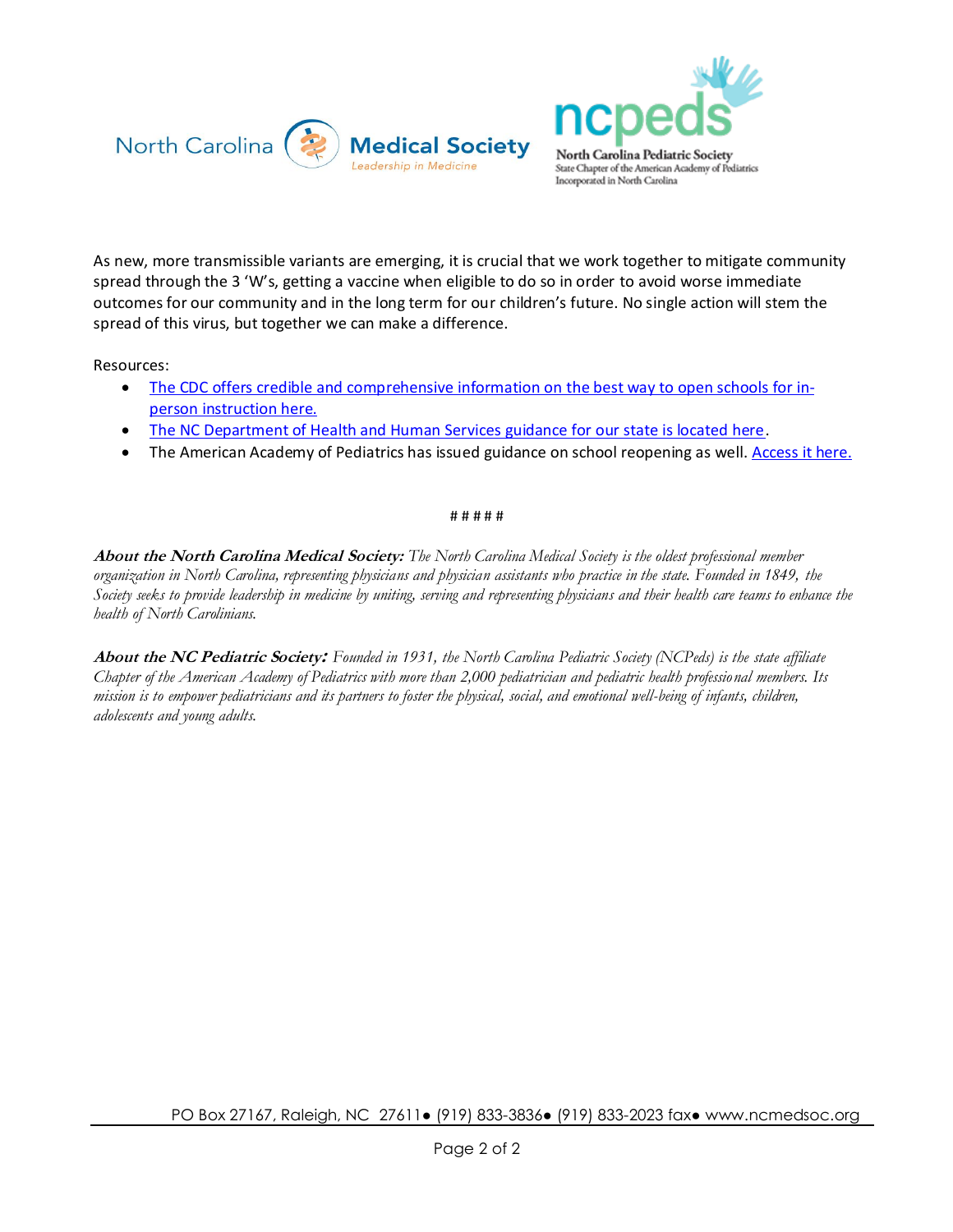As new, more transmissible variants are emerging, it is crucial that we work together to mitigate community spread through the 3 'W's, getting a vaccine when eligible to do so in order to avoid worse immediate outcomes for our community and in the long term for our children's future. No single action will stem the spread of this virus, but together we can make a difference.

Resources:

- The CDC offers credible and comprehensive information on the best way to open schools for in-person instruction here.
- The NC Department of Health and Human Services guidance for our state is located here.
- The American Academy of Pediatrics has issued guidance on school reopening as well. Access it here.

# # # # #

***About the North Carolina Medical Society:*** *The North Carolina Medical Society is the oldest professional member organization in North Carolina, representing physicians and physician assistants who practice in the state. Founded in 1849, the Society seeks to provide leadership in medicine by uniting, serving and representing physicians and their health care teams to enhance the health of North Carolinians.*

***About the NC Pediatric Society:*** *Founded in 1931, the North Carolina Pediatric Society (NCPeds) is the state affiliate Chapter of the American Academy of Pediatrics with more than 2,000 pediatrician and pediatric health professional members. Its mission is to empower pediatricians and its partners to foster the physical, social, and emotional well-being of infants, children, adolescents and young adults.*